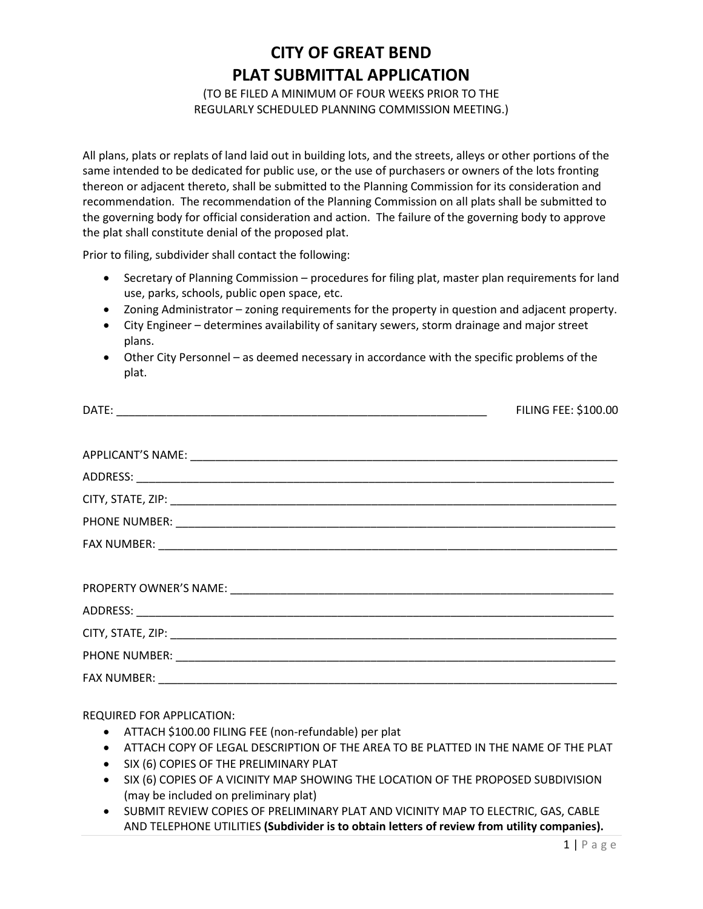# CITY OF GREAT BEND
# PLAT SUBMITTAL APPLICATION

(TO BE FILED A MINIMUM OF FOUR WEEKS PRIOR TO THE REGULARLY SCHEDULED PLANNING COMMISSION MEETING.)

All plans, plats or replats of land laid out in building lots, and the streets, alleys or other portions of the same intended to be dedicated for public use, or the use of purchasers or owners of the lots fronting thereon or adjacent thereto, shall be submitted to the Planning Commission for its consideration and recommendation. The recommendation of the Planning Commission on all plats shall be submitted to the governing body for official consideration and action. The failure of the governing body to approve the plat shall constitute denial of the proposed plat.

Prior to filing, subdivider shall contact the following:

- Secretary of Planning Commission – procedures for filing plat, master plan requirements for land use, parks, schools, public open space, etc.
- Zoning Administrator – zoning requirements for the property in question and adjacent property.
- City Engineer – determines availability of sanitary sewers, storm drainage and major street plans.
- Other City Personnel – as deemed necessary in accordance with the specific problems of the plat.

DATE: ____________________________________________ FILING FEE: $100.00

APPLICANT'S NAME: ____________________________________________

ADDRESS: ____________________________________________

CITY, STATE, ZIP: ____________________________________________

PHONE NUMBER: ____________________________________________

FAX NUMBER: ____________________________________________

PROPERTY OWNER'S NAME: ____________________________________________

ADDRESS: ____________________________________________

CITY, STATE, ZIP: ____________________________________________

PHONE NUMBER: ____________________________________________

FAX NUMBER: ____________________________________________

REQUIRED FOR APPLICATION:

- ATTACH $100.00 FILING FEE (non-refundable) per plat
- ATTACH COPY OF LEGAL DESCRIPTION OF THE AREA TO BE PLATTED IN THE NAME OF THE PLAT
- SIX (6) COPIES OF THE PRELIMINARY PLAT
- SIX (6) COPIES OF A VICINITY MAP SHOWING THE LOCATION OF THE PROPOSED SUBDIVISION (may be included on preliminary plat)
- SUBMIT REVIEW COPIES OF PRELIMINARY PLAT AND VICINITY MAP TO ELECTRIC, GAS, CABLE AND TELEPHONE UTILITIES **(Subdivider is to obtain letters of review from utility companies).**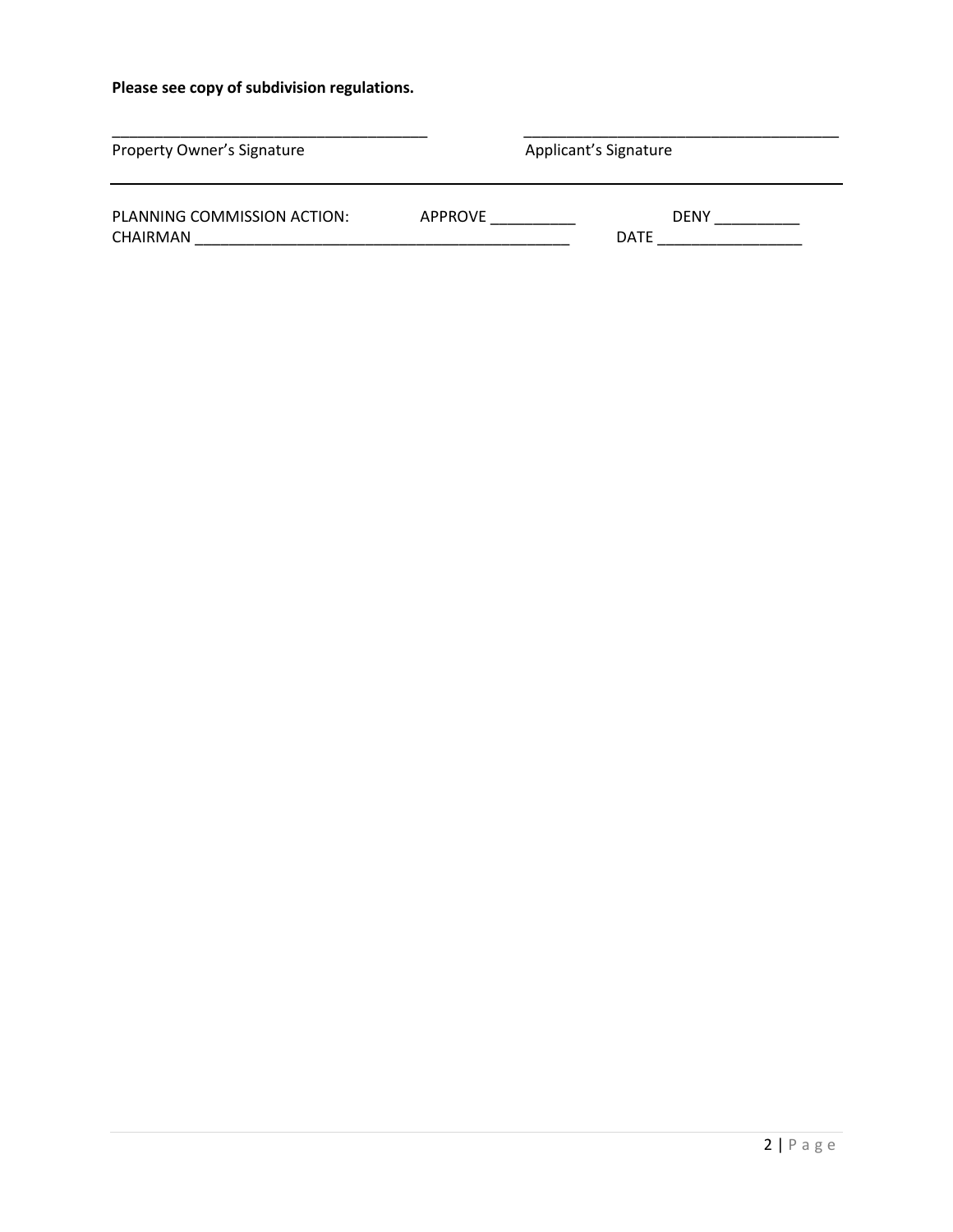**Please see copy of subdivision regulations.**

_______________________________________ &nbsp;&nbsp;&nbsp;&nbsp; _______________________________________

Property Owner's Signature &nbsp;&nbsp;&nbsp;&nbsp; Applicant's Signature

---

PLANNING COMMISSION ACTION: &nbsp;&nbsp;&nbsp;&nbsp; APPROVE __________ &nbsp;&nbsp;&nbsp;&nbsp; DENY __________

CHAIRMAN _____________________________________________ &nbsp;&nbsp;&nbsp;&nbsp; DATE _________________